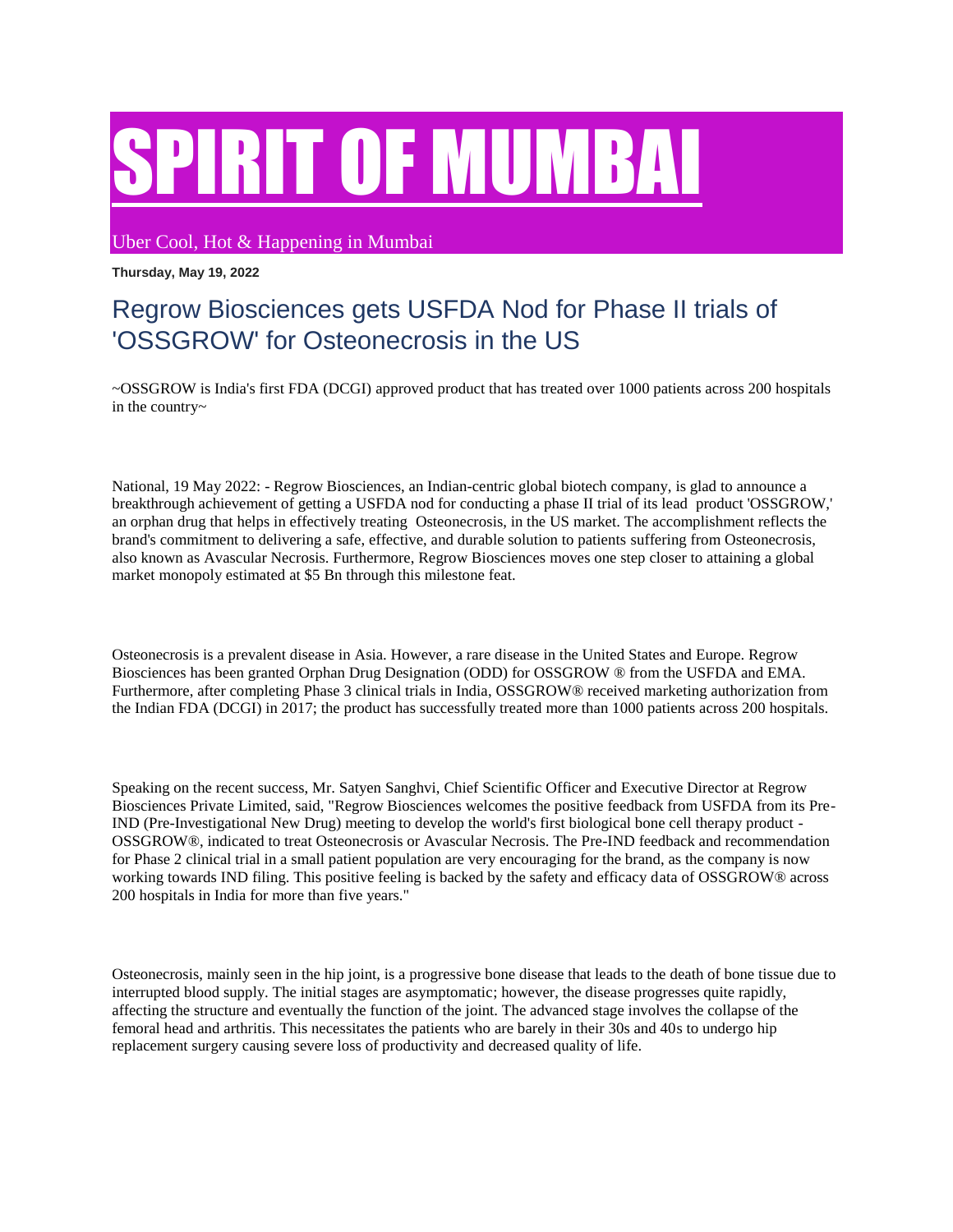# SPIRIT OF MUMBAI

Uber Cool, Hot & Happening in Mumbai

**Thursday, May 19, 2022**

## Regrow Biosciences gets USFDA Nod for Phase II trials of 'OSSGROW' for Osteonecrosis in the US

~OSSGROW is India's first FDA (DCGI) approved product that has treated over 1000 patients across 200 hospitals in the country~

National, 19 May 2022: - Regrow Biosciences, an Indian-centric global biotech company, is glad to announce a breakthrough achievement of getting a USFDA nod for conducting a phase II trial of its lead product 'OSSGROW,' an orphan drug that helps in effectively treating Osteonecrosis, in the US market. The accomplishment reflects the brand's commitment to delivering a safe, effective, and durable solution to patients suffering from Osteonecrosis, also known as Avascular Necrosis. Furthermore, Regrow Biosciences moves one step closer to attaining a global market monopoly estimated at $5 Bn through this milestone feat.

Osteonecrosis is a prevalent disease in Asia. However, a rare disease in the United States and Europe. Regrow Biosciences has been granted Orphan Drug Designation (ODD) for OSSGROW ® from the USFDA and EMA. Furthermore, after completing Phase 3 clinical trials in India, OSSGROW® received marketing authorization from the Indian FDA (DCGI) in 2017; the product has successfully treated more than 1000 patients across 200 hospitals.

Speaking on the recent success, Mr. Satyen Sanghvi, Chief Scientific Officer and Executive Director at Regrow Biosciences Private Limited, said, "Regrow Biosciences welcomes the positive feedback from USFDA from its Pre-IND (Pre-Investigational New Drug) meeting to develop the world's first biological bone cell therapy product - OSSGROW®, indicated to treat Osteonecrosis or Avascular Necrosis. The Pre-IND feedback and recommendation for Phase 2 clinical trial in a small patient population are very encouraging for the brand, as the company is now working towards IND filing. This positive feeling is backed by the safety and efficacy data of OSSGROW® across 200 hospitals in India for more than five years."

Osteonecrosis, mainly seen in the hip joint, is a progressive bone disease that leads to the death of bone tissue due to interrupted blood supply. The initial stages are asymptomatic; however, the disease progresses quite rapidly, affecting the structure and eventually the function of the joint. The advanced stage involves the collapse of the femoral head and arthritis. This necessitates the patients who are barely in their 30s and 40s to undergo hip replacement surgery causing severe loss of productivity and decreased quality of life.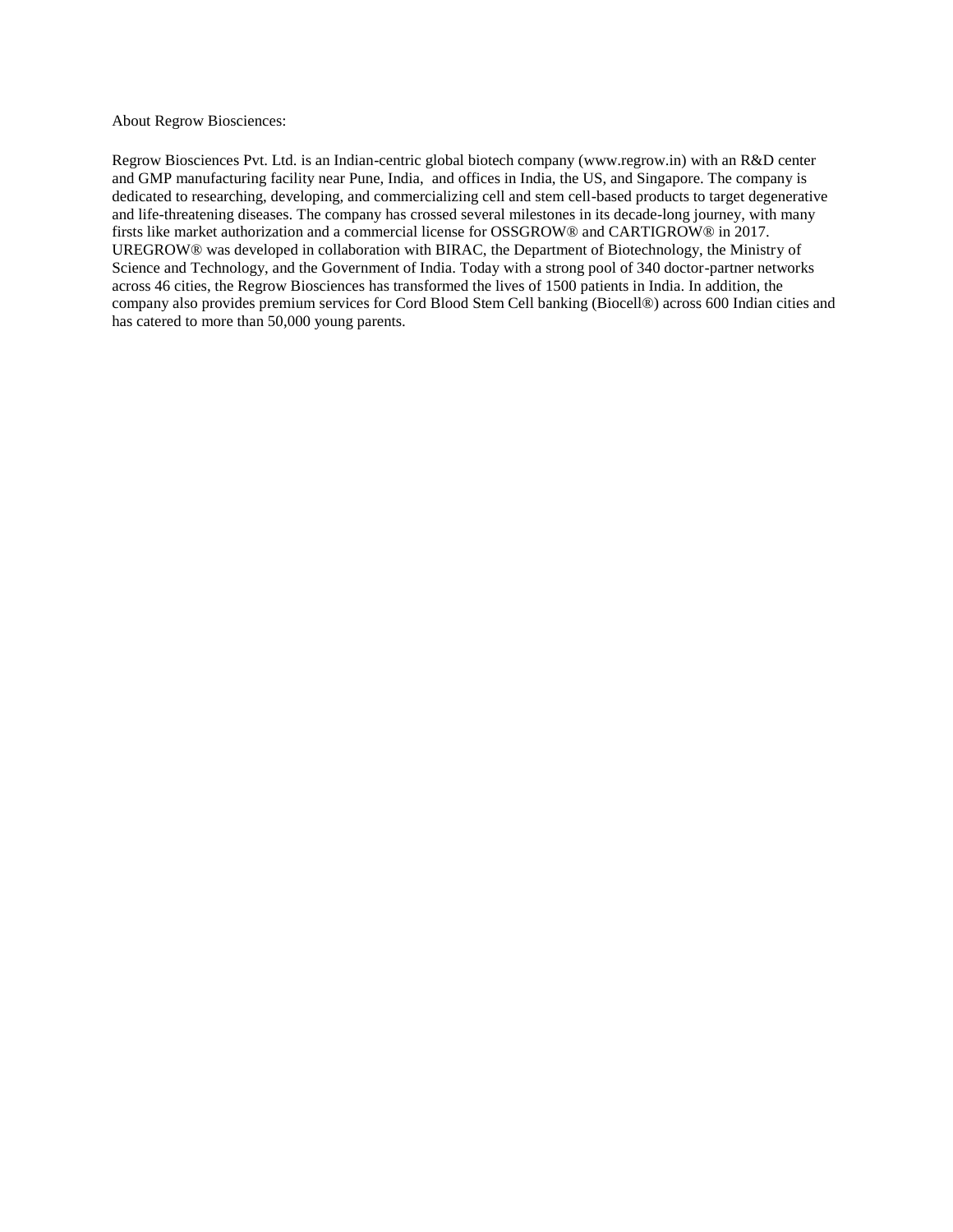About Regrow Biosciences:

Regrow Biosciences Pvt. Ltd. is an Indian-centric global biotech company (www.regrow.in) with an R&D center and GMP manufacturing facility near Pune, India, and offices in India, the US, and Singapore. The company is dedicated to researching, developing, and commercializing cell and stem cell-based products to target degenerative and life-threatening diseases. The company has crossed several milestones in its decade-long journey, with many firsts like market authorization and a commercial license for OSSGROW® and CARTIGROW® in 2017. UREGROW® was developed in collaboration with BIRAC, the Department of Biotechnology, the Ministry of Science and Technology, and the Government of India. Today with a strong pool of 340 doctor-partner networks across 46 cities, the Regrow Biosciences has transformed the lives of 1500 patients in India. In addition, the company also provides premium services for Cord Blood Stem Cell banking (Biocell®) across 600 Indian cities and has catered to more than 50,000 young parents.